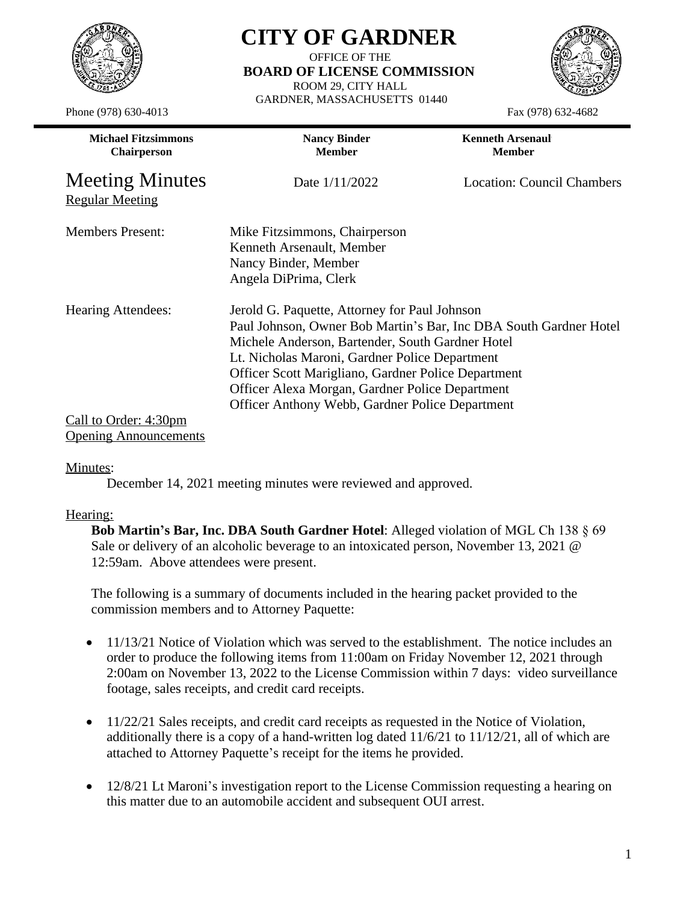# CITY OF GARDNER

OFFICE OF THE
**BOARD OF LICENSE COMMISSION**
ROOM 29, CITY HALL
GARDNER, MASSACHUSETTS 01440

Phone (978) 630-4013 Fax (978) 632-4682

| **Michael Fitzsimmons** | **Nancy Binder** | **Kenneth Arsenaul** |
|---|---|---|
| **Chairperson** | **Member** | **Member** |

## Meeting Minutes

Date 1/11/2022 Location: Council Chambers

Regular Meeting

Members Present:
Mike Fitzsimmons, Chairperson
Kenneth Arsenault, Member
Nancy Binder, Member
Angela DiPrima, Clerk

Hearing Attendees:
Jerold G. Paquette, Attorney for Paul Johnson
Paul Johnson, Owner Bob Martin's Bar, Inc DBA South Gardner Hotel
Michele Anderson, Bartender, South Gardner Hotel
Lt. Nicholas Maroni, Gardner Police Department
Officer Scott Marigliano, Gardner Police Department
Officer Alexa Morgan, Gardner Police Department
Officer Anthony Webb, Gardner Police Department

Call to Order: 4:30pm

Opening Announcements

Minutes:

December 14, 2021 meeting minutes were reviewed and approved.

Hearing:

**Bob Martin's Bar, Inc. DBA South Gardner Hotel**: Alleged violation of MGL Ch 138 § 69 Sale or delivery of an alcoholic beverage to an intoxicated person, November 13, 2021 @ 12:59am. Above attendees were present.

The following is a summary of documents included in the hearing packet provided to the commission members and to Attorney Paquette:

- 11/13/21 Notice of Violation which was served to the establishment. The notice includes an order to produce the following items from 11:00am on Friday November 12, 2021 through 2:00am on November 13, 2022 to the License Commission within 7 days: video surveillance footage, sales receipts, and credit card receipts.
- 11/22/21 Sales receipts, and credit card receipts as requested in the Notice of Violation, additionally there is a copy of a hand-written log dated 11/6/21 to 11/12/21, all of which are attached to Attorney Paquette's receipt for the items he provided.
- 12/8/21 Lt Maroni's investigation report to the License Commission requesting a hearing on this matter due to an automobile accident and subsequent OUI arrest.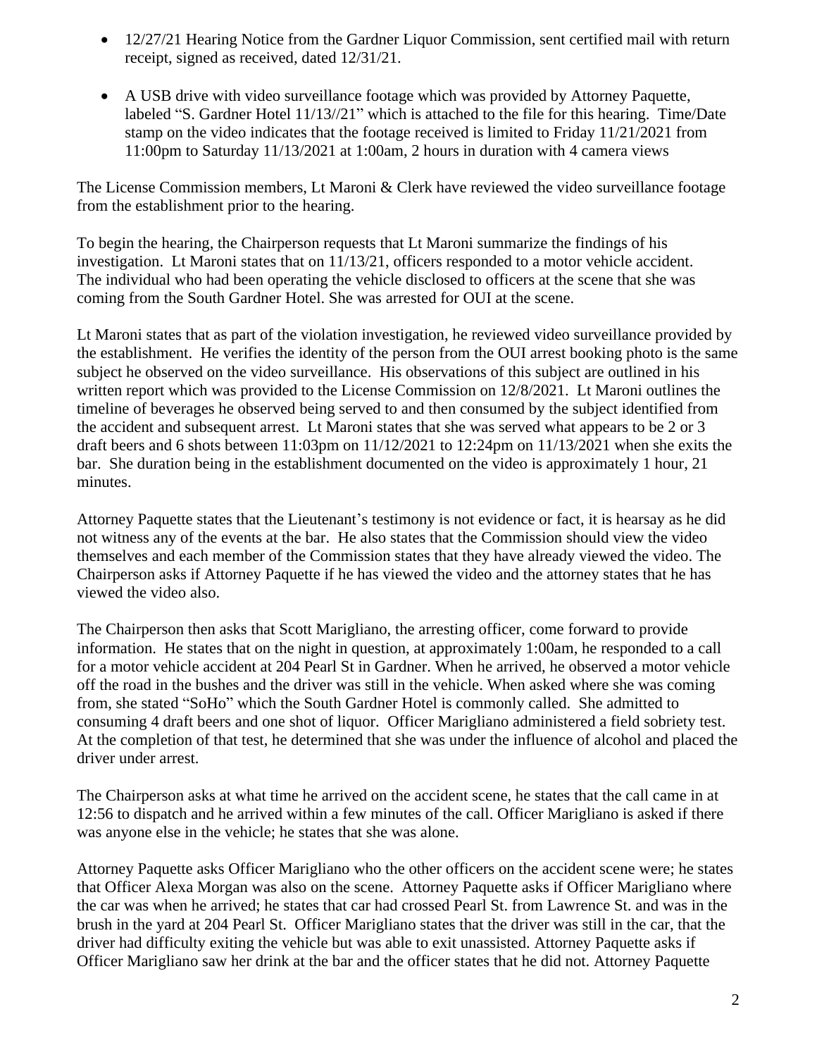- 12/27/21 Hearing Notice from the Gardner Liquor Commission, sent certified mail with return receipt, signed as received, dated 12/31/21.
- A USB drive with video surveillance footage which was provided by Attorney Paquette, labeled "S. Gardner Hotel 11/13//21" which is attached to the file for this hearing. Time/Date stamp on the video indicates that the footage received is limited to Friday 11/21/2021 from 11:00pm to Saturday 11/13/2021 at 1:00am, 2 hours in duration with 4 camera views

The License Commission members, Lt Maroni & Clerk have reviewed the video surveillance footage from the establishment prior to the hearing.

To begin the hearing, the Chairperson requests that Lt Maroni summarize the findings of his investigation. Lt Maroni states that on 11/13/21, officers responded to a motor vehicle accident. The individual who had been operating the vehicle disclosed to officers at the scene that she was coming from the South Gardner Hotel. She was arrested for OUI at the scene.

Lt Maroni states that as part of the violation investigation, he reviewed video surveillance provided by the establishment. He verifies the identity of the person from the OUI arrest booking photo is the same subject he observed on the video surveillance. His observations of this subject are outlined in his written report which was provided to the License Commission on 12/8/2021. Lt Maroni outlines the timeline of beverages he observed being served to and then consumed by the subject identified from the accident and subsequent arrest. Lt Maroni states that she was served what appears to be 2 or 3 draft beers and 6 shots between 11:03pm on 11/12/2021 to 12:24pm on 11/13/2021 when she exits the bar. She duration being in the establishment documented on the video is approximately 1 hour, 21 minutes.

Attorney Paquette states that the Lieutenant's testimony is not evidence or fact, it is hearsay as he did not witness any of the events at the bar. He also states that the Commission should view the video themselves and each member of the Commission states that they have already viewed the video. The Chairperson asks if Attorney Paquette if he has viewed the video and the attorney states that he has viewed the video also.

The Chairperson then asks that Scott Marigliano, the arresting officer, come forward to provide information. He states that on the night in question, at approximately 1:00am, he responded to a call for a motor vehicle accident at 204 Pearl St in Gardner. When he arrived, he observed a motor vehicle off the road in the bushes and the driver was still in the vehicle. When asked where she was coming from, she stated "SoHo" which the South Gardner Hotel is commonly called. She admitted to consuming 4 draft beers and one shot of liquor. Officer Marigliano administered a field sobriety test. At the completion of that test, he determined that she was under the influence of alcohol and placed the driver under arrest.

The Chairperson asks at what time he arrived on the accident scene, he states that the call came in at 12:56 to dispatch and he arrived within a few minutes of the call. Officer Marigliano is asked if there was anyone else in the vehicle; he states that she was alone.

Attorney Paquette asks Officer Marigliano who the other officers on the accident scene were; he states that Officer Alexa Morgan was also on the scene. Attorney Paquette asks if Officer Marigliano where the car was when he arrived; he states that car had crossed Pearl St. from Lawrence St. and was in the brush in the yard at 204 Pearl St. Officer Marigliano states that the driver was still in the car, that the driver had difficulty exiting the vehicle but was able to exit unassisted. Attorney Paquette asks if Officer Marigliano saw her drink at the bar and the officer states that he did not. Attorney Paquette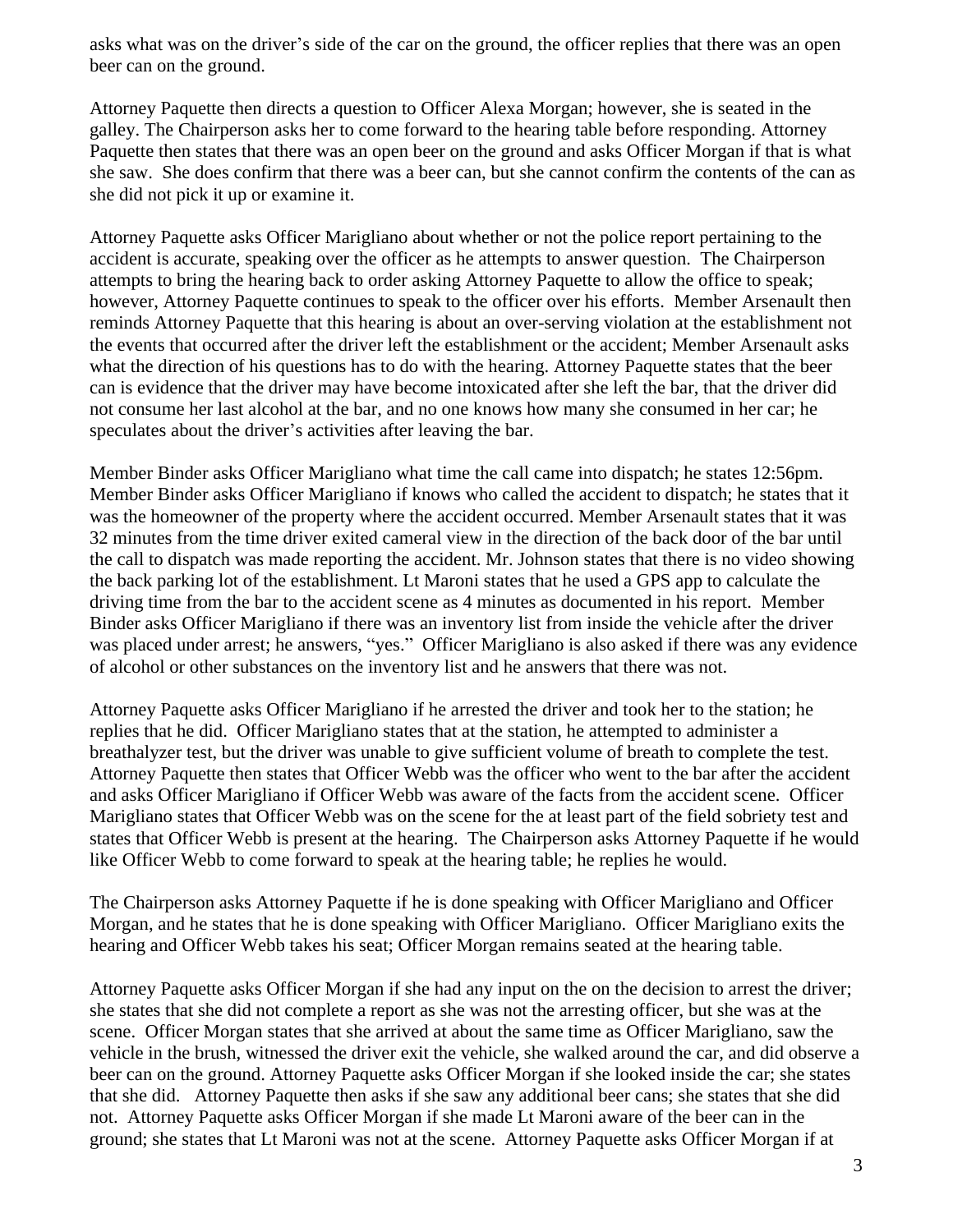asks what was on the driver's side of the car on the ground, the officer replies that there was an open beer can on the ground.

Attorney Paquette then directs a question to Officer Alexa Morgan; however, she is seated in the galley. The Chairperson asks her to come forward to the hearing table before responding. Attorney Paquette then states that there was an open beer on the ground and asks Officer Morgan if that is what she saw. She does confirm that there was a beer can, but she cannot confirm the contents of the can as she did not pick it up or examine it.

Attorney Paquette asks Officer Marigliano about whether or not the police report pertaining to the accident is accurate, speaking over the officer as he attempts to answer question. The Chairperson attempts to bring the hearing back to order asking Attorney Paquette to allow the office to speak; however, Attorney Paquette continues to speak to the officer over his efforts. Member Arsenault then reminds Attorney Paquette that this hearing is about an over-serving violation at the establishment not the events that occurred after the driver left the establishment or the accident; Member Arsenault asks what the direction of his questions has to do with the hearing. Attorney Paquette states that the beer can is evidence that the driver may have become intoxicated after she left the bar, that the driver did not consume her last alcohol at the bar, and no one knows how many she consumed in her car; he speculates about the driver's activities after leaving the bar.

Member Binder asks Officer Marigliano what time the call came into dispatch; he states 12:56pm. Member Binder asks Officer Marigliano if knows who called the accident to dispatch; he states that it was the homeowner of the property where the accident occurred. Member Arsenault states that it was 32 minutes from the time driver exited cameral view in the direction of the back door of the bar until the call to dispatch was made reporting the accident. Mr. Johnson states that there is no video showing the back parking lot of the establishment. Lt Maroni states that he used a GPS app to calculate the driving time from the bar to the accident scene as 4 minutes as documented in his report. Member Binder asks Officer Marigliano if there was an inventory list from inside the vehicle after the driver was placed under arrest; he answers, "yes." Officer Marigliano is also asked if there was any evidence of alcohol or other substances on the inventory list and he answers that there was not.

Attorney Paquette asks Officer Marigliano if he arrested the driver and took her to the station; he replies that he did. Officer Marigliano states that at the station, he attempted to administer a breathalyzer test, but the driver was unable to give sufficient volume of breath to complete the test. Attorney Paquette then states that Officer Webb was the officer who went to the bar after the accident and asks Officer Marigliano if Officer Webb was aware of the facts from the accident scene. Officer Marigliano states that Officer Webb was on the scene for the at least part of the field sobriety test and states that Officer Webb is present at the hearing. The Chairperson asks Attorney Paquette if he would like Officer Webb to come forward to speak at the hearing table; he replies he would.

The Chairperson asks Attorney Paquette if he is done speaking with Officer Marigliano and Officer Morgan, and he states that he is done speaking with Officer Marigliano. Officer Marigliano exits the hearing and Officer Webb takes his seat; Officer Morgan remains seated at the hearing table.

Attorney Paquette asks Officer Morgan if she had any input on the on the decision to arrest the driver; she states that she did not complete a report as she was not the arresting officer, but she was at the scene. Officer Morgan states that she arrived at about the same time as Officer Marigliano, saw the vehicle in the brush, witnessed the driver exit the vehicle, she walked around the car, and did observe a beer can on the ground. Attorney Paquette asks Officer Morgan if she looked inside the car; she states that she did. Attorney Paquette then asks if she saw any additional beer cans; she states that she did not. Attorney Paquette asks Officer Morgan if she made Lt Maroni aware of the beer can in the ground; she states that Lt Maroni was not at the scene. Attorney Paquette asks Officer Morgan if at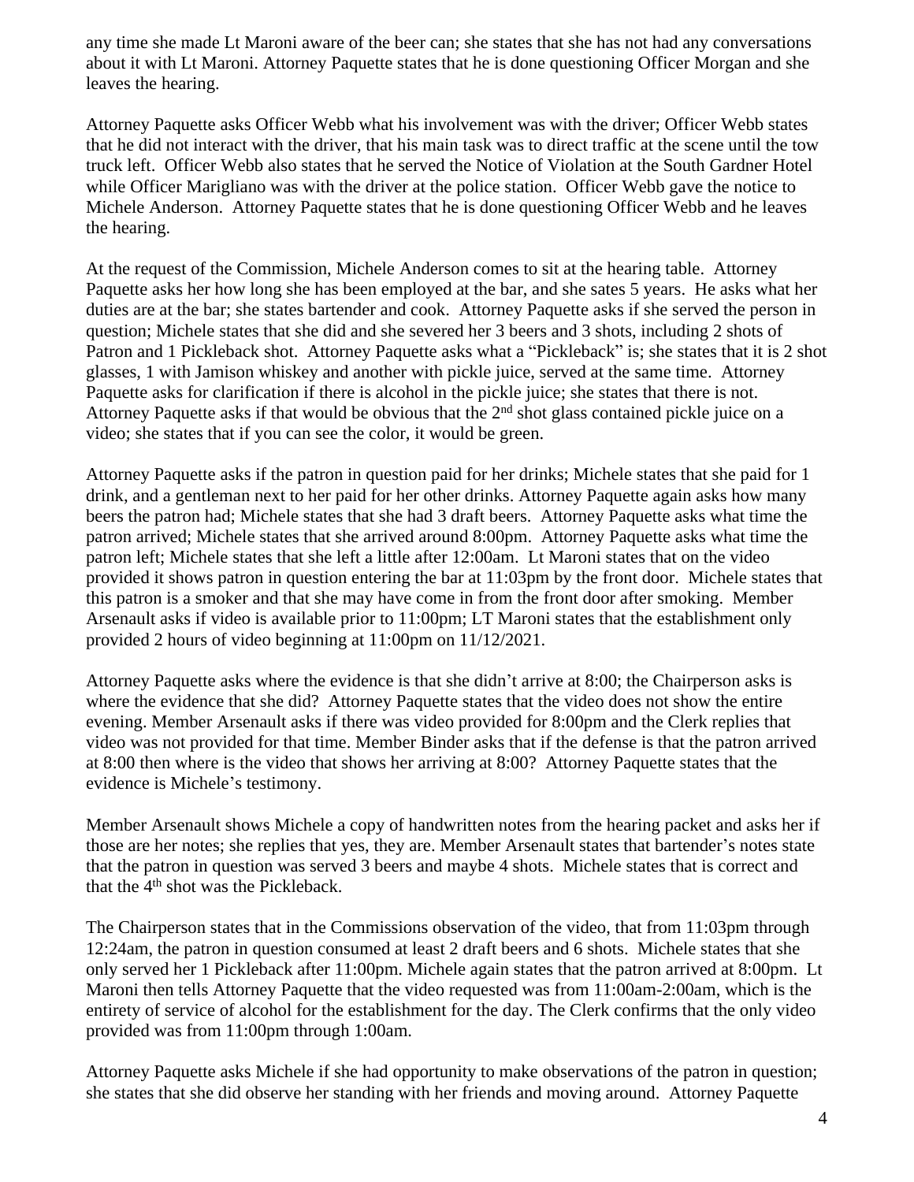any time she made Lt Maroni aware of the beer can; she states that she has not had any conversations about it with Lt Maroni. Attorney Paquette states that he is done questioning Officer Morgan and she leaves the hearing.

Attorney Paquette asks Officer Webb what his involvement was with the driver; Officer Webb states that he did not interact with the driver, that his main task was to direct traffic at the scene until the tow truck left. Officer Webb also states that he served the Notice of Violation at the South Gardner Hotel while Officer Marigliano was with the driver at the police station. Officer Webb gave the notice to Michele Anderson. Attorney Paquette states that he is done questioning Officer Webb and he leaves the hearing.

At the request of the Commission, Michele Anderson comes to sit at the hearing table. Attorney Paquette asks her how long she has been employed at the bar, and she sates 5 years. He asks what her duties are at the bar; she states bartender and cook. Attorney Paquette asks if she served the person in question; Michele states that she did and she severed her 3 beers and 3 shots, including 2 shots of Patron and 1 Pickleback shot. Attorney Paquette asks what a "Pickleback" is; she states that it is 2 shot glasses, 1 with Jamison whiskey and another with pickle juice, served at the same time. Attorney Paquette asks for clarification if there is alcohol in the pickle juice; she states that there is not. Attorney Paquette asks if that would be obvious that the 2nd shot glass contained pickle juice on a video; she states that if you can see the color, it would be green.

Attorney Paquette asks if the patron in question paid for her drinks; Michele states that she paid for 1 drink, and a gentleman next to her paid for her other drinks. Attorney Paquette again asks how many beers the patron had; Michele states that she had 3 draft beers. Attorney Paquette asks what time the patron arrived; Michele states that she arrived around 8:00pm. Attorney Paquette asks what time the patron left; Michele states that she left a little after 12:00am. Lt Maroni states that on the video provided it shows patron in question entering the bar at 11:03pm by the front door. Michele states that this patron is a smoker and that she may have come in from the front door after smoking. Member Arsenault asks if video is available prior to 11:00pm; LT Maroni states that the establishment only provided 2 hours of video beginning at 11:00pm on 11/12/2021.

Attorney Paquette asks where the evidence is that she didn't arrive at 8:00; the Chairperson asks is where the evidence that she did? Attorney Paquette states that the video does not show the entire evening. Member Arsenault asks if there was video provided for 8:00pm and the Clerk replies that video was not provided for that time. Member Binder asks that if the defense is that the patron arrived at 8:00 then where is the video that shows her arriving at 8:00? Attorney Paquette states that the evidence is Michele's testimony.

Member Arsenault shows Michele a copy of handwritten notes from the hearing packet and asks her if those are her notes; she replies that yes, they are. Member Arsenault states that bartender's notes state that the patron in question was served 3 beers and maybe 4 shots. Michele states that is correct and that the 4th shot was the Pickleback.

The Chairperson states that in the Commissions observation of the video, that from 11:03pm through 12:24am, the patron in question consumed at least 2 draft beers and 6 shots. Michele states that she only served her 1 Pickleback after 11:00pm. Michele again states that the patron arrived at 8:00pm. Lt Maroni then tells Attorney Paquette that the video requested was from 11:00am-2:00am, which is the entirety of service of alcohol for the establishment for the day. The Clerk confirms that the only video provided was from 11:00pm through 1:00am.

Attorney Paquette asks Michele if she had opportunity to make observations of the patron in question; she states that she did observe her standing with her friends and moving around. Attorney Paquette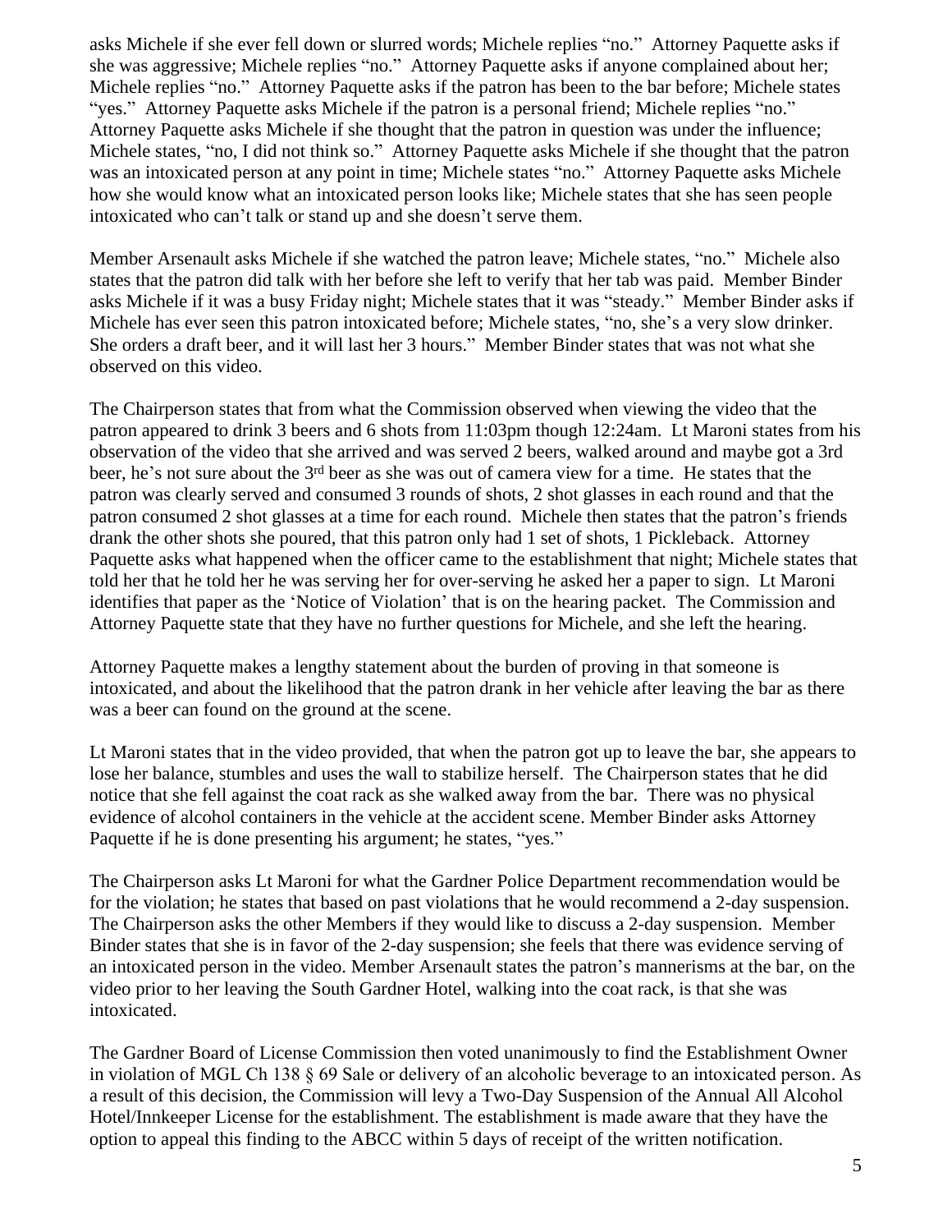asks Michele if she ever fell down or slurred words; Michele replies "no." Attorney Paquette asks if she was aggressive; Michele replies "no." Attorney Paquette asks if anyone complained about her; Michele replies "no." Attorney Paquette asks if the patron has been to the bar before; Michele states "yes." Attorney Paquette asks Michele if the patron is a personal friend; Michele replies "no." Attorney Paquette asks Michele if she thought that the patron in question was under the influence; Michele states, "no, I did not think so." Attorney Paquette asks Michele if she thought that the patron was an intoxicated person at any point in time; Michele states "no." Attorney Paquette asks Michele how she would know what an intoxicated person looks like; Michele states that she has seen people intoxicated who can't talk or stand up and she doesn't serve them.

Member Arsenault asks Michele if she watched the patron leave; Michele states, "no." Michele also states that the patron did talk with her before she left to verify that her tab was paid. Member Binder asks Michele if it was a busy Friday night; Michele states that it was "steady." Member Binder asks if Michele has ever seen this patron intoxicated before; Michele states, "no, she's a very slow drinker. She orders a draft beer, and it will last her 3 hours." Member Binder states that was not what she observed on this video.

The Chairperson states that from what the Commission observed when viewing the video that the patron appeared to drink 3 beers and 6 shots from 11:03pm though 12:24am. Lt Maroni states from his observation of the video that she arrived and was served 2 beers, walked around and maybe got a 3rd beer, he's not sure about the 3rd beer as she was out of camera view for a time. He states that the patron was clearly served and consumed 3 rounds of shots, 2 shot glasses in each round and that the patron consumed 2 shot glasses at a time for each round. Michele then states that the patron's friends drank the other shots she poured, that this patron only had 1 set of shots, 1 Pickleback. Attorney Paquette asks what happened when the officer came to the establishment that night; Michele states that told her that he told her he was serving her for over-serving he asked her a paper to sign. Lt Maroni identifies that paper as the 'Notice of Violation' that is on the hearing packet. The Commission and Attorney Paquette state that they have no further questions for Michele, and she left the hearing.

Attorney Paquette makes a lengthy statement about the burden of proving in that someone is intoxicated, and about the likelihood that the patron drank in her vehicle after leaving the bar as there was a beer can found on the ground at the scene.

Lt Maroni states that in the video provided, that when the patron got up to leave the bar, she appears to lose her balance, stumbles and uses the wall to stabilize herself. The Chairperson states that he did notice that she fell against the coat rack as she walked away from the bar. There was no physical evidence of alcohol containers in the vehicle at the accident scene. Member Binder asks Attorney Paquette if he is done presenting his argument; he states, "yes."

The Chairperson asks Lt Maroni for what the Gardner Police Department recommendation would be for the violation; he states that based on past violations that he would recommend a 2-day suspension. The Chairperson asks the other Members if they would like to discuss a 2-day suspension. Member Binder states that she is in favor of the 2-day suspension; she feels that there was evidence serving of an intoxicated person in the video. Member Arsenault states the patron's mannerisms at the bar, on the video prior to her leaving the South Gardner Hotel, walking into the coat rack, is that she was intoxicated.

The Gardner Board of License Commission then voted unanimously to find the Establishment Owner in violation of MGL Ch 138 § 69 Sale or delivery of an alcoholic beverage to an intoxicated person. As a result of this decision, the Commission will levy a Two-Day Suspension of the Annual All Alcohol Hotel/Innkeeper License for the establishment. The establishment is made aware that they have the option to appeal this finding to the ABCC within 5 days of receipt of the written notification.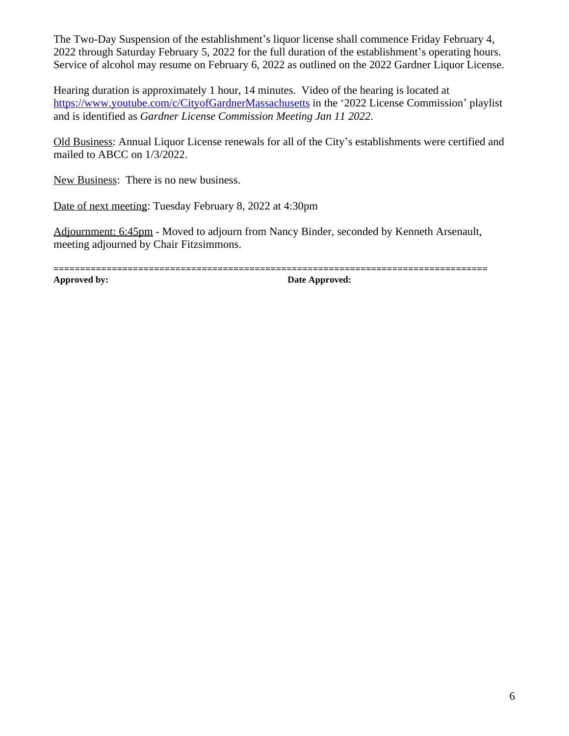The Two-Day Suspension of the establishment's liquor license shall commence Friday February 4, 2022 through Saturday February 5, 2022 for the full duration of the establishment's operating hours. Service of alcohol may resume on February 6, 2022 as outlined on the 2022 Gardner Liquor License.

Hearing duration is approximately 1 hour, 14 minutes. Video of the hearing is located at https://www.youtube.com/c/CityofGardnerMassachusetts in the '2022 License Commission' playlist and is identified as *Gardner License Commission Meeting Jan 11 2022*.

Old Business: Annual Liquor License renewals for all of the City's establishments were certified and mailed to ABCC on 1/3/2022.

New Business: There is no new business.

Date of next meeting: Tuesday February 8, 2022 at 4:30pm

Adjournment: 6:45pm - Moved to adjourn from Nancy Binder, seconded by Kenneth Arsenault, meeting adjourned by Chair Fitzsimmons.

================================================================================

**Approved by:** **Date Approved:**